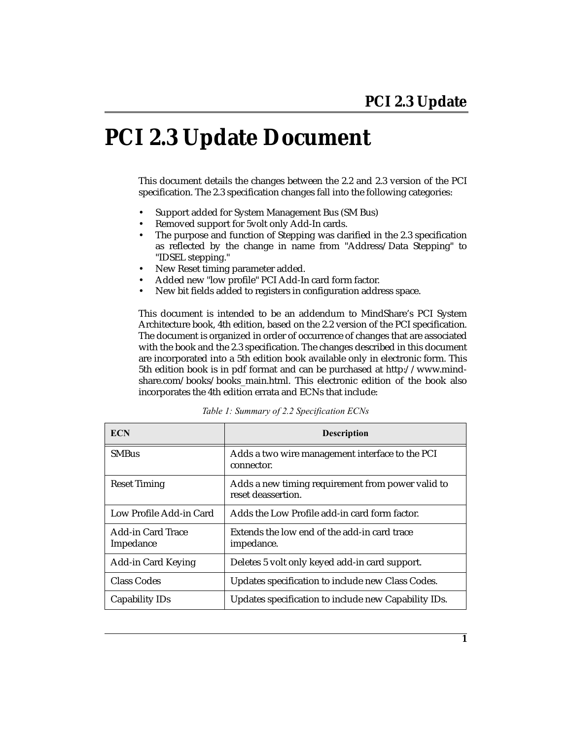# PCI 2.3 Update Document

This document details the changes between the 2.2 and 2.3 version of the PCI specification. The 2.3 specification changes fall into the following categories:

- Support added for System Management Bus (SM Bus)
- Removed support for 5volt only Add-In cards.
- The purpose and function of Stepping was clarified in the 2.3 specification as reflected by the change in name from "Address/Data Stepping" to "IDSEL stepping."
- New Reset timing parameter added.
- Added new "low profile" PCI Add-In card form factor.
- New bit fields added to registers in configuration address space.

This document is intended to be an addendum to MindShare's PCI System Architecture book, 4th edition, based on the 2.2 version of the PCI specification. The document is organized in order of occurrence of changes that are associated with the book and the 2.3 specification. The changes described in this document are incorporated into a 5th edition book available only in electronic form. This 5th edition book is in pdf format and can be purchased at http://www.mindshare.com/books/books_main.html. This electronic edition of the book also incorporates the 4th edition errata and ECNs that include:

*Table 1: Summary of 2.2 Specification ECNs*

| ECN | Description |
|---|---|
| SMBus | Adds a two wire management interface to the PCI connector. |
| Reset Timing | Adds a new timing requirement from power valid to reset deassertion. |
| Low Profile Add-in Card | Adds the Low Profile add-in card form factor. |
| Add-in Card Trace Impedance | Extends the low end of the add-in card trace impedance. |
| Add-in Card Keying | Deletes 5 volt only keyed add-in card support. |
| Class Codes | Updates specification to include new Class Codes. |
| Capability IDs | Updates specification to include new Capability IDs. |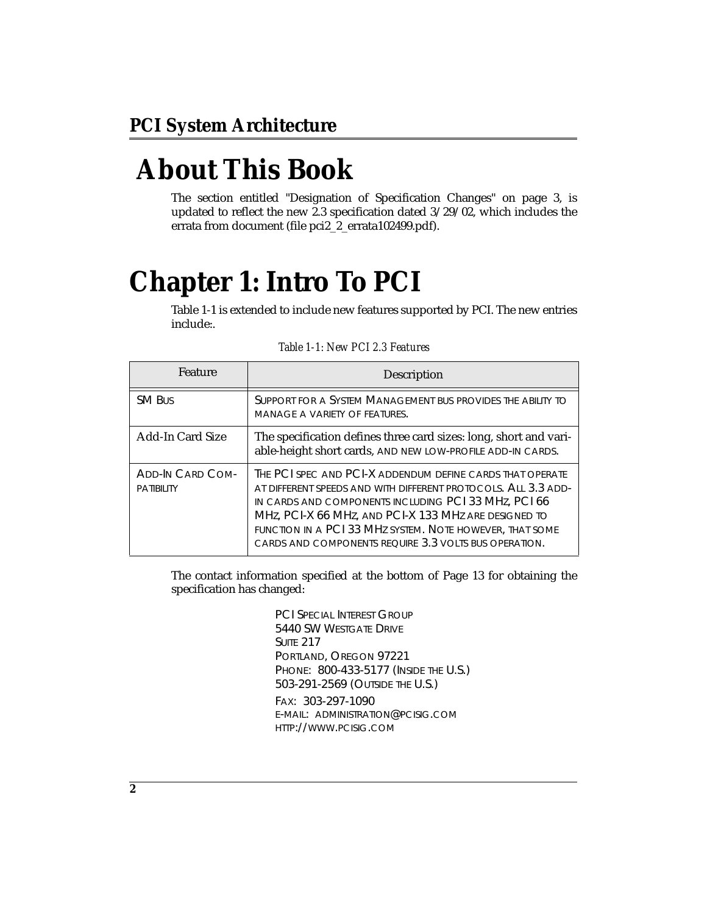# About This Book

The section entitled "Designation of Specification Changes" on page 3, is updated to reflect the new 2.3 specification dated 3/29/02, which includes the errata from document (file pci2_2_errata102499.pdf).

# Chapter 1: Intro To PCI

Table 1-1 is extended to include new features supported by PCI. The new entries include:.

*Table 1-1: New PCI 2.3 Features*

| Feature | Description |
|---|---|
| SM Bus | Support for a System Management bus provides the ability to manage a variety of features. |
| Add-In Card Size | The specification defines three card sizes: long, short and variable-height short cards, and new low-profile add-in cards. |
| Add-In Card Compatibility | The PCI spec and PCI-X addendum define cards that operate at different speeds and with different protocols. All 3.3 add-in cards and components including PCI 33 MHz, PCI 66 MHz, PCI-X 66 MHz, and PCI-X 133 MHz are designed to function in a PCI 33 MHz system. Note however, that some cards and components require 3.3 volts bus operation. |

The contact information specified at the bottom of Page 13 for obtaining the specification has changed:

PCI Special Interest Group
5440 SW Westgate Drive
Suite 217
Portland, Oregon 97221
Phone: 800-433-5177 (Inside the U.S.)
503-291-2569 (Outside the U.S.)
Fax: 303-297-1090
e-mail: administration@pcisig.com
http://www.pcisig.com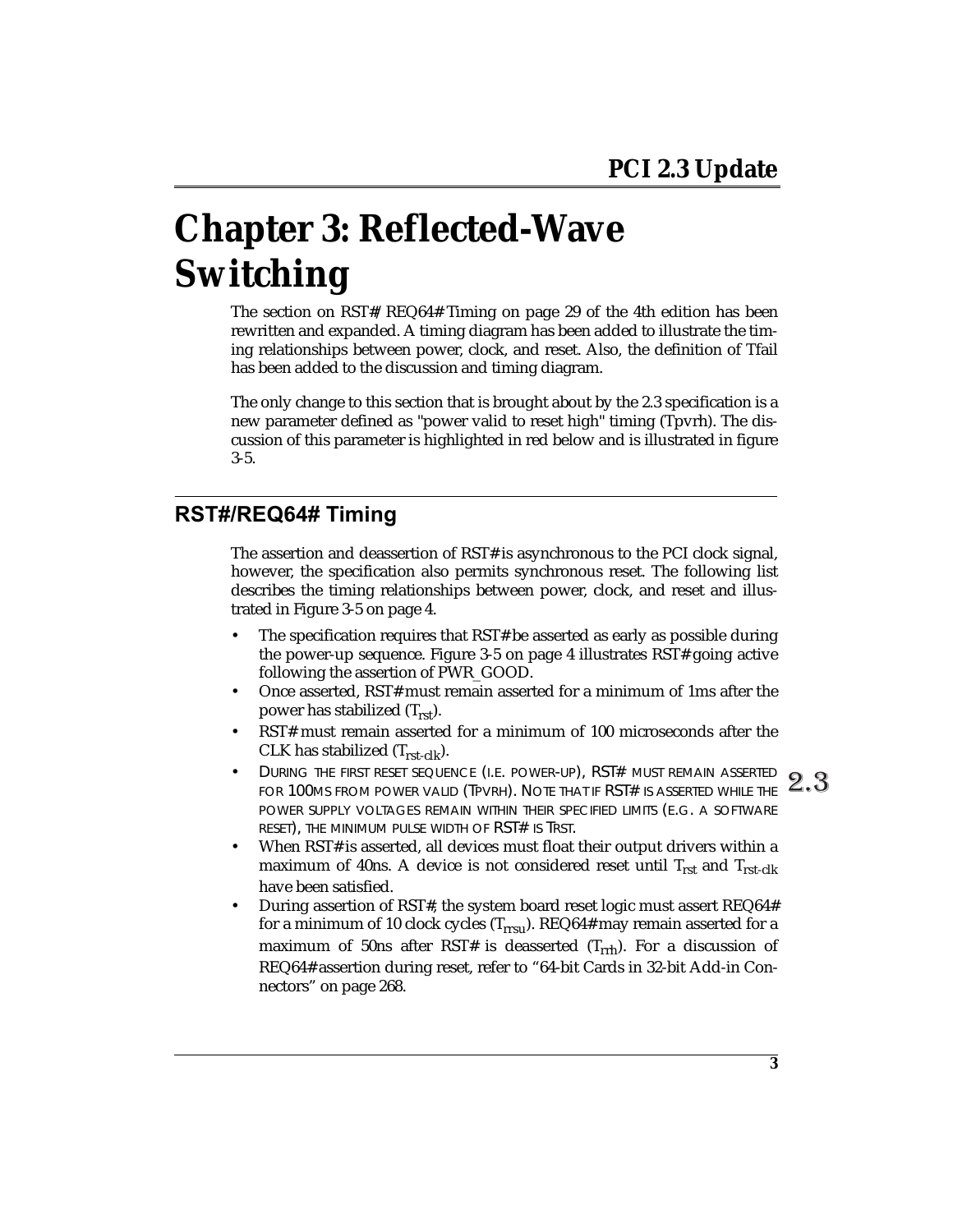# Chapter 3: Reflected-Wave Switching

The section on RST#/REQ64# Timing on page 29 of the 4th edition has been rewritten and expanded. A timing diagram has been added to illustrate the timing relationships between power, clock, and reset. Also, the definition of Tfail has been added to the discussion and timing diagram.

The only change to this section that is brought about by the 2.3 specification is a new parameter defined as "power valid to reset high" timing (Tpvrh). The discussion of this parameter is highlighted in red below and is illustrated in figure 3-5.

## RST#/REQ64# Timing

The assertion and deassertion of RST# is asynchronous to the PCI clock signal, however, the specification also permits synchronous reset. The following list describes the timing relationships between power, clock, and reset and illustrated in Figure 3-5 on page 4.

- The specification requires that RST# be asserted as early as possible during the power-up sequence. Figure 3-5 on page 4 illustrates RST# going active following the assertion of PWR_GOOD.
- Once asserted, RST# must remain asserted for a minimum of 1ms after the power has stabilized ($T_{rst}$).
- RST# must remain asserted for a minimum of 100 microseconds after the CLK has stabilized ($T_{rst\text{-}clk}$).
- DURING THE FIRST RESET SEQUENCE (I.E. POWER-UP), RST# MUST REMAIN ASSERTED FOR 100MS FROM POWER VALID (TPVRH). NOTE THAT IF RST# IS ASSERTED WHILE THE POWER SUPPLY VOLTAGES REMAIN WITHIN THEIR SPECIFIED LIMITS (E.G. A SOFTWARE RESET), THE MINIMUM PULSE WIDTH OF RST# IS TRST. 2.3
- When RST# is asserted, all devices must float their output drivers within a maximum of 40ns. A device is not considered reset until $T_{rst}$ and $T_{rst\text{-}clk}$ have been satisfied.
- During assertion of RST#, the system board reset logic must assert REQ64# for a minimum of 10 clock cycles ($T_{rrsu}$). REQ64# may remain asserted for a maximum of 50ns after RST# is deasserted ($T_{rrh}$). For a discussion of REQ64# assertion during reset, refer to "64-bit Cards in 32-bit Add-in Connectors" on page 268.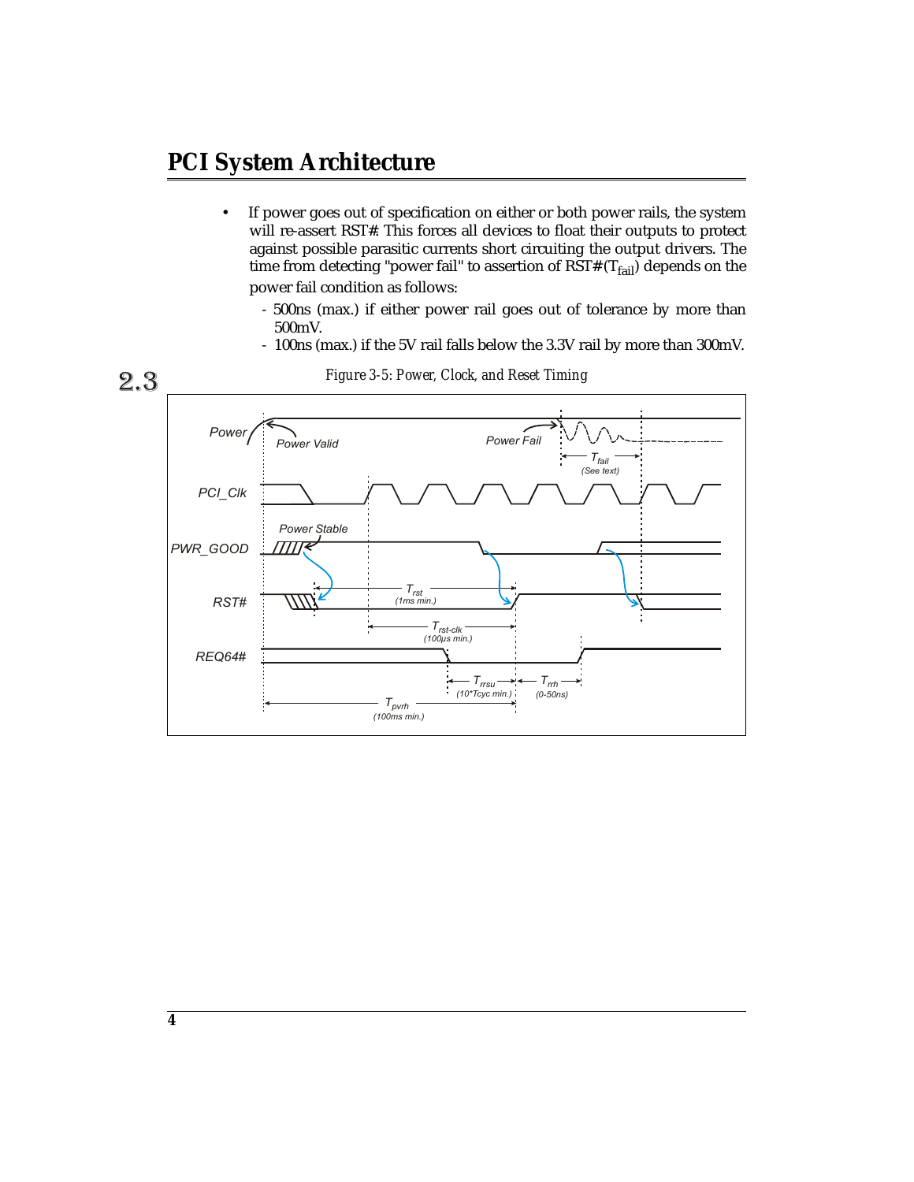- If power goes out of specification on either or both power rails, the system will re-assert RST#. This forces all devices to float their outputs to protect against possible parasitic currents short circuiting the output drivers. The time from detecting "power fail" to assertion of RST# ($T_{fail}$) depends on the power fail condition as follows:
  - 500ns (max.) if either power rail goes out of tolerance by more than 500mV.
  - 100ns (max.) if the 5V rail falls below the 3.3V rail by more than 300mV.

2.3

*Figure 3-5: Power, Clock, and Reset Timing*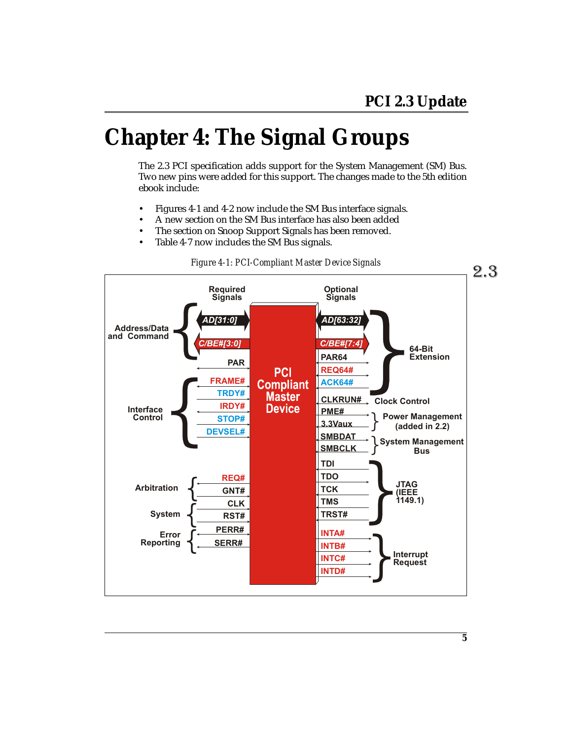# Chapter 4: The Signal Groups

The 2.3 PCI specification adds support for the System Management (SM) Bus. Two new pins were added for this support. The changes made to the 5th edition ebook include:

- Figures 4-1 and 4-2 now include the SM Bus interface signals.
- A new section on the SM Bus interface has also been added
- The section on Snoop Support Signals has been removed.
- Table 4-7 now includes the SM Bus signals.

*Figure 4-1: PCI-Compliant Master Device Signals*

2.3

Required Signals

Address/Data and Command: AD[31:0], C/BE#[3:0], PAR

Interface Control: FRAME#, TRDY#, IRDY#, STOP#, DEVSEL#

Arbitration: REQ#, GNT#

System: CLK, RST#

Error Reporting: PERR#, SERR#

PCI Compliant Master Device

Optional Signals

64-Bit Extension: AD[63:32], C/BE#[7:4], PAR64, REQ64#, ACK64#

Clock Control: CLKRUN#

Power Management (added in 2.2): PME#, 3.3Vaux

System Management Bus: SMBDAT, SMBCLK

JTAG (IEEE 1149.1): TDI, TDO, TCK, TMS, TRST#

Interrupt Request: INTA#, INTB#, INTC#, INTD#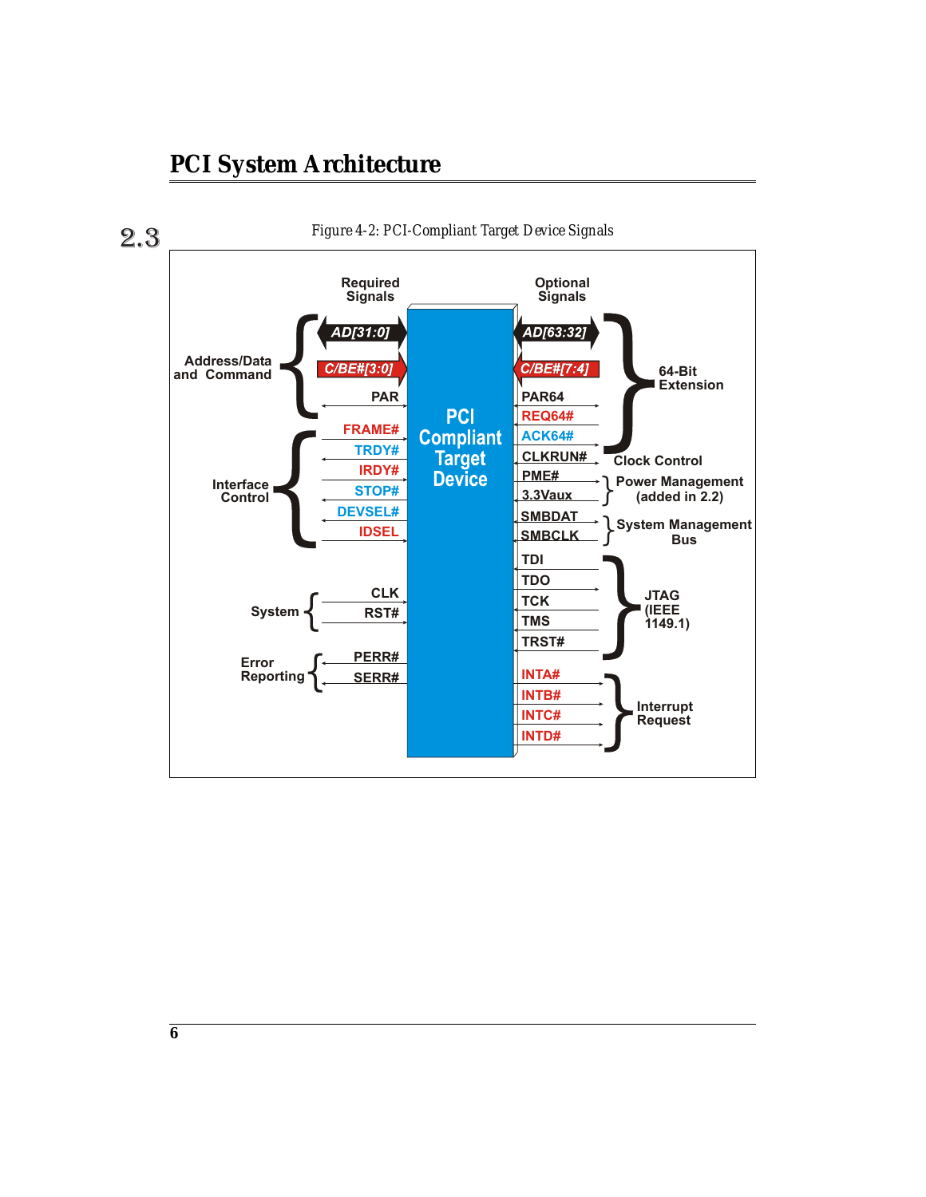2.3

Figure 4-2: PCI-Compliant Target Device Signals

Required Signals

Optional Signals

PCI Compliant Target Device

Address/Data and Command: AD[31:0], C/BE#[3:0], PAR

Interface Control: FRAME#, TRDY#, IRDY#, STOP#, DEVSEL#, IDSEL

System: CLK, RST#

Error Reporting: PERR#, SERR#

64-Bit Extension: AD[63:32], C/BE#[7:4], PAR64, REQ64#, ACK64#

Clock Control: CLKRUN#

Power Management (added in 2.2): PME#, 3.3Vaux

System Management Bus: SMBDAT, SMBCLK

JTAG (IEEE 1149.1): TDI, TDO, TCK, TMS, TRST#

Interrupt Request: INTA#, INTB#, INTC#, INTD#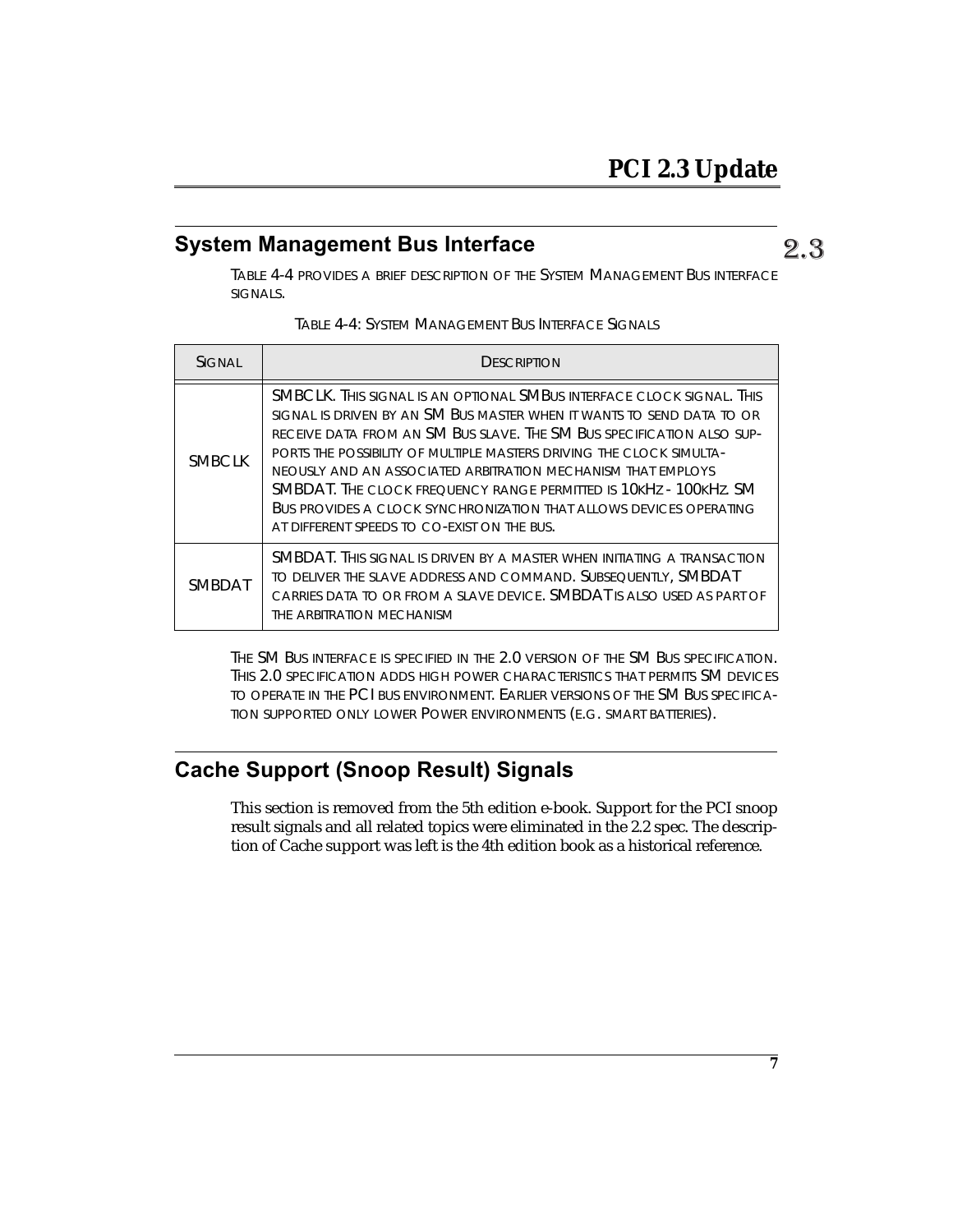## System Management Bus Interface

Table 4-4 provides a brief description of the System Management Bus interface signals.

Table 4-4: System Management Bus Interface Signals

| Signal | Description |
|---|---|
| SMBCLK | SMBCLK. This signal is an optional SMBus interface clock signal. This signal is driven by an SM Bus master when it wants to send data to or receive data from an SM Bus slave. The SM Bus specification also supports the possibility of multiple masters driving the clock simultaneously and an associated arbitration mechanism that employs SMBDAT. The clock frequency range permitted is 10kHz - 100kHz. SM Bus provides a clock synchronization that allows devices operating at different speeds to co-exist on the bus. |
| SMBDAT | SMBDAT. This signal is driven by a master when initiating a transaction to deliver the slave address and command. Subsequently, SMBDAT carries data to or from a slave device. SMBDAT is also used as part of the arbitration mechanism |

The SM Bus interface is specified in the 2.0 version of the SM Bus specification. This 2.0 specification adds high power characteristics that permits SM devices to operate in the PCI bus environment. Earlier versions of the SM Bus specification supported only lower Power environments (e.g. smart batteries).

## Cache Support (Snoop Result) Signals

This section is removed from the 5th edition e-book. Support for the PCI snoop result signals and all related topics were eliminated in the 2.2 spec. The description of Cache support was left is the 4th edition book as a historical reference.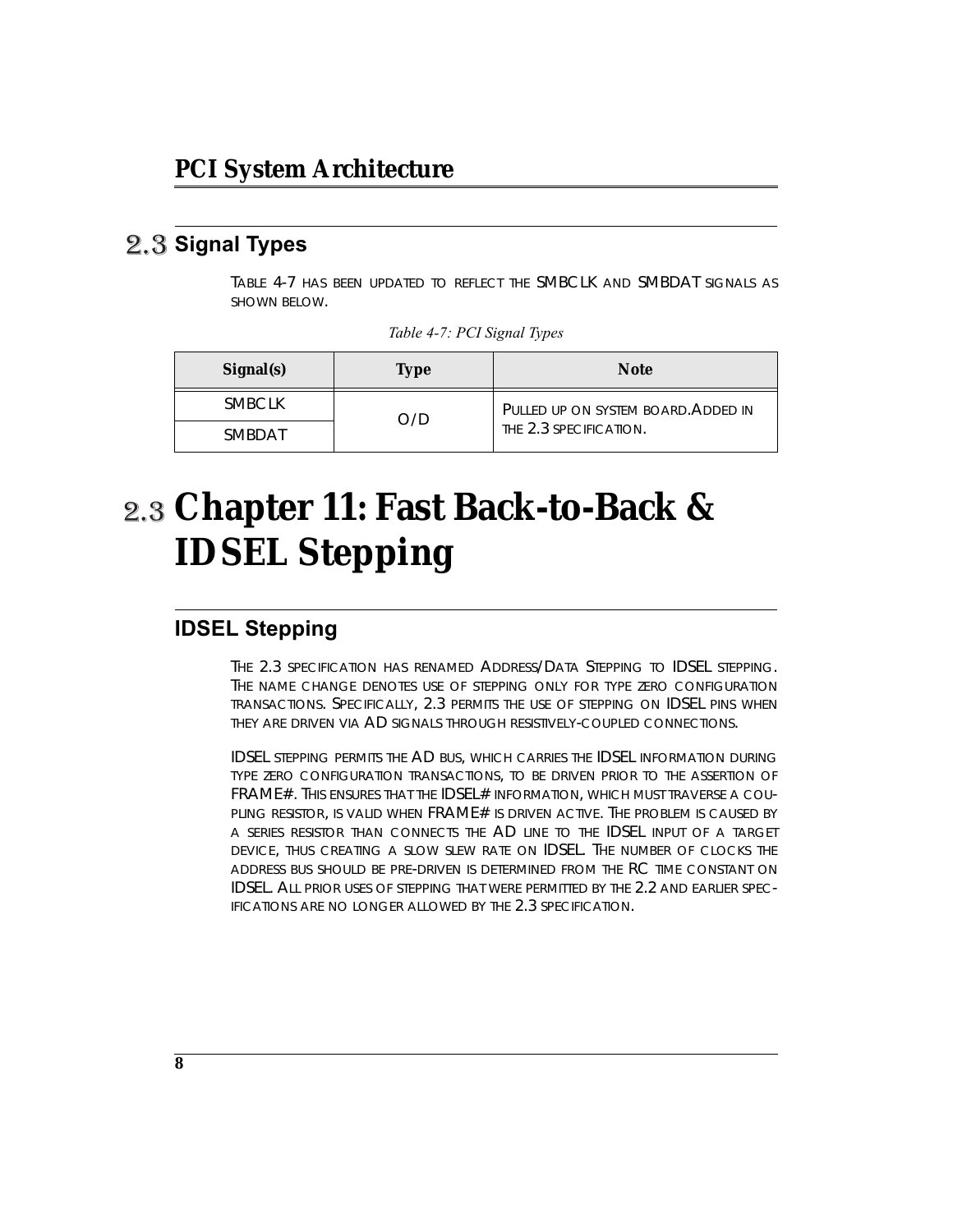## 2.3 Signal Types

Table 4-7 has been updated to reflect the SMBCLK and SMBDAT signals as shown below.

*Table 4-7: PCI Signal Types*

| Signal(s) | Type | Note |
|---|---|---|
| SMBCLK | O/D | Pulled up on system board.Added in the 2.3 specification. |
| SMBDAT | | |

# 2.3 Chapter 11: Fast Back-to-Back & IDSEL Stepping

## IDSEL Stepping

The 2.3 specification has renamed Address/Data Stepping to IDSEL stepping. The name change denotes use of stepping only for type zero configuration transactions. Specifically, 2.3 permits the use of stepping on IDSEL pins when they are driven via AD signals through resistively-coupled connections.

IDSEL stepping permits the AD bus, which carries the IDSEL information during type zero configuration transactions, to be driven prior to the assertion of FRAME#. This ensures that the IDSEL# information, which must traverse a coupling resistor, is valid when FRAME# is driven active. The problem is caused by a series resistor than connects the AD line to the IDSEL input of a target device, thus creating a slow slew rate on IDSEL. The number of clocks the address bus should be pre-driven is determined from the RC time constant on IDSEL. All prior uses of stepping that were permitted by the 2.2 and earlier specifications are no longer allowed by the 2.3 specification.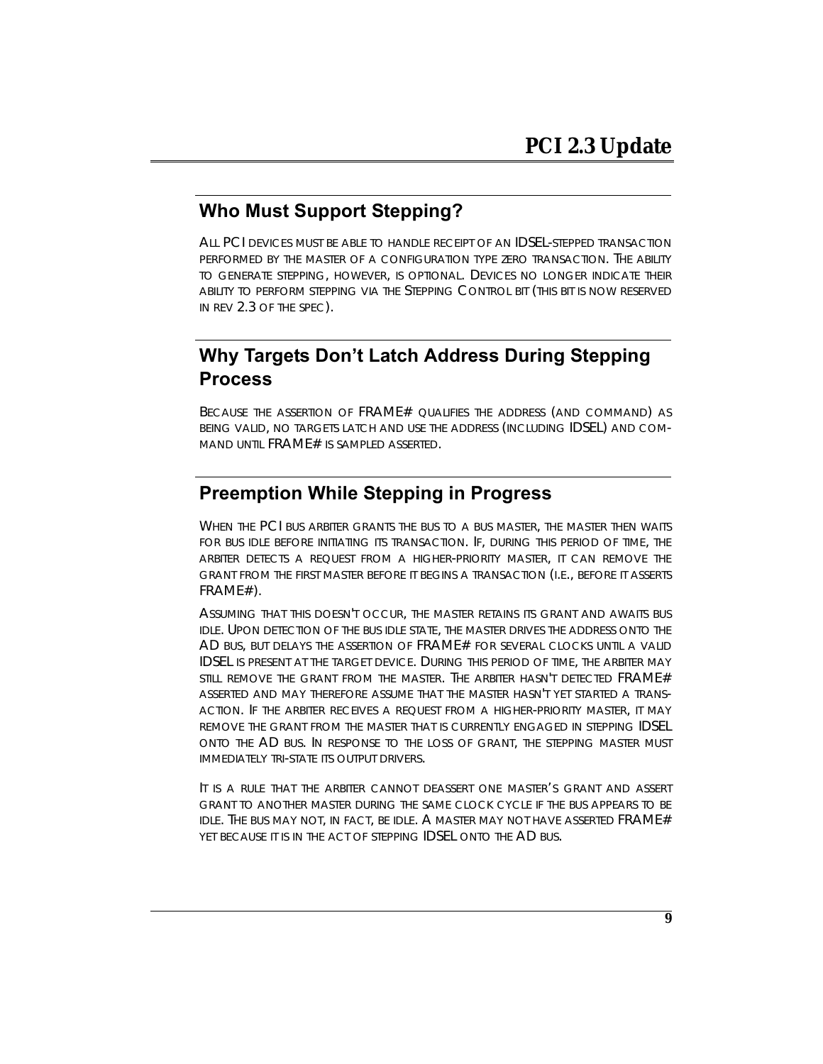## Who Must Support Stepping?

All PCI devices must be able to handle receipt of an IDSEL-stepped transaction performed by the master of a configuration type zero transaction. The ability to generate stepping, however, is optional. Devices no longer indicate their ability to perform stepping via the Stepping Control bit (this bit is now reserved in rev 2.3 of the spec).

## Why Targets Don't Latch Address During Stepping Process

Because the assertion of FRAME# qualifies the address (and command) as being valid, no targets latch and use the address (including IDSEL) and command until FRAME# is sampled asserted.

## Preemption While Stepping in Progress

When the PCI bus arbiter grants the bus to a bus master, the master then waits for bus idle before initiating its transaction. If, during this period of time, the arbiter detects a request from a higher-priority master, it can remove the grant from the first master before it begins a transaction (i.e., before it asserts FRAME#).

Assuming that this doesn't occur, the master retains its grant and awaits bus idle. Upon detection of the bus idle state, the master drives the address onto the AD bus, but delays the assertion of FRAME# for several clocks until a valid IDSEL is present at the target device. During this period of time, the arbiter may still remove the grant from the master. The arbiter hasn't detected FRAME# asserted and may therefore assume that the master hasn't yet started a transaction. If the arbiter receives a request from a higher-priority master, it may remove the grant from the master that is currently engaged in stepping IDSEL onto the AD bus. In response to the loss of grant, the stepping master must immediately tri-state its output drivers.

It is a rule that the arbiter cannot deassert one master's grant and assert grant to another master during the same clock cycle if the bus appears to be idle. The bus may not, in fact, be idle. A master may not have asserted FRAME# yet because it is in the act of stepping IDSEL onto the AD bus.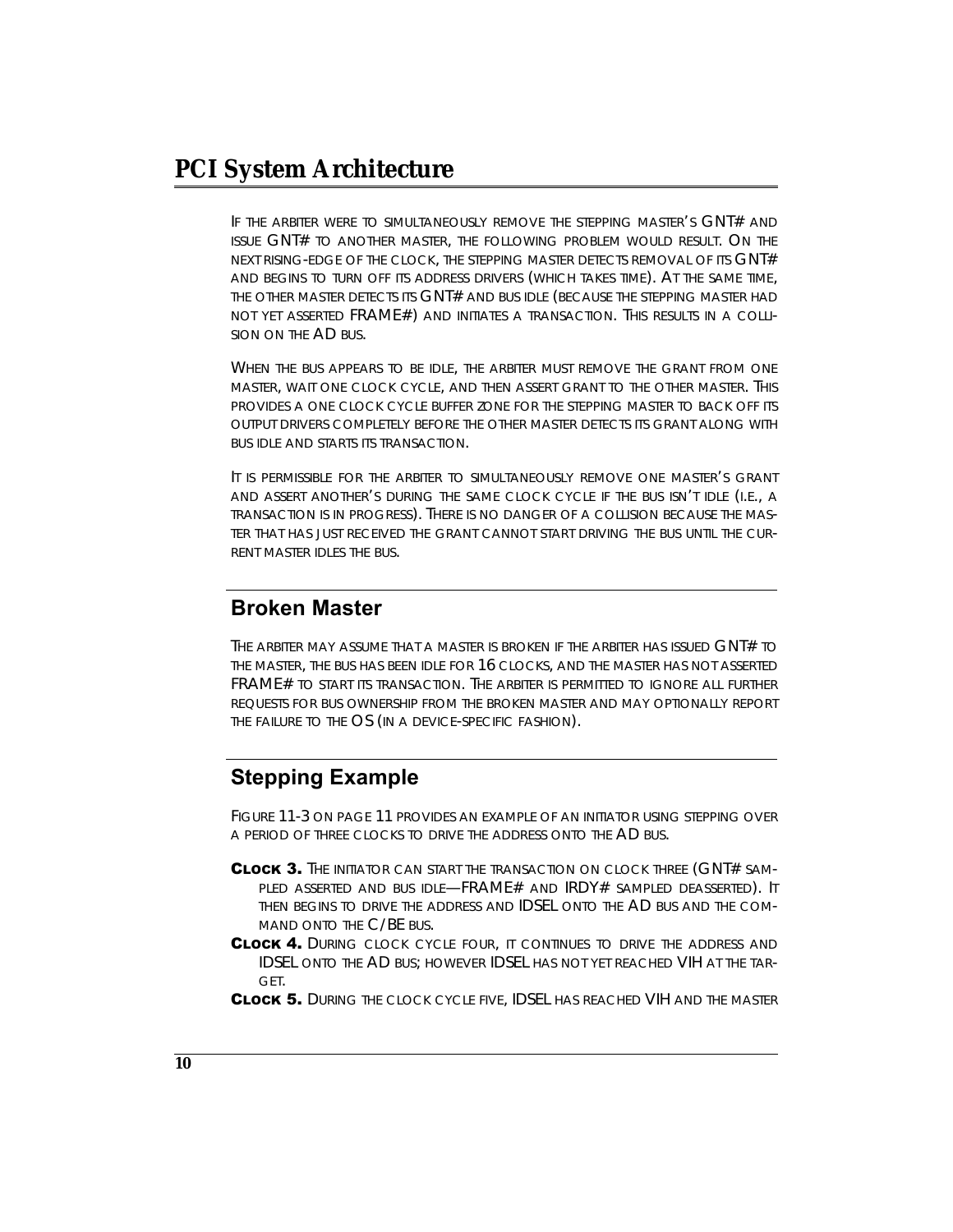If the arbiter were to simultaneously remove the stepping master's GNT# and issue GNT# to another master, the following problem would result. On the next rising-edge of the clock, the stepping master detects removal of its GNT# and begins to turn off its address drivers (which takes time). At the same time, the other master detects its GNT# and bus idle (because the stepping master had not yet asserted FRAME#) and initiates a transaction. This results in a collision on the AD bus.

When the bus appears to be idle, the arbiter must remove the grant from one master, wait one clock cycle, and then assert grant to the other master. This provides a one clock cycle buffer zone for the stepping master to back off its output drivers completely before the other master detects its grant along with bus idle and starts its transaction.

It is permissible for the arbiter to simultaneously remove one master's grant and assert another's during the same clock cycle if the bus isn't idle (i.e., a transaction is in progress). There is no danger of a collision because the master that has just received the grant cannot start driving the bus until the current master idles the bus.

## Broken Master

The arbiter may assume that a master is broken if the arbiter has issued GNT# to the master, the bus has been idle for 16 clocks, and the master has not asserted FRAME# to start its transaction. The arbiter is permitted to ignore all further requests for bus ownership from the broken master and may optionally report the failure to the OS (in a device-specific fashion).

## Stepping Example

Figure 11-3 on page 11 provides an example of an initiator using stepping over a period of three clocks to drive the address onto the AD bus.

**Clock 3.** The initiator can start the transaction on clock three (GNT# sampled asserted and bus idle—FRAME# and IRDY# sampled deasserted). It then begins to drive the address and IDSEL onto the AD bus and the command onto the C/BE bus.

**Clock 4.** During clock cycle four, it continues to drive the address and IDSEL onto the AD bus; however IDSEL has not yet reached VIH at the target.

**Clock 5.** During the clock cycle five, IDSEL has reached VIH and the master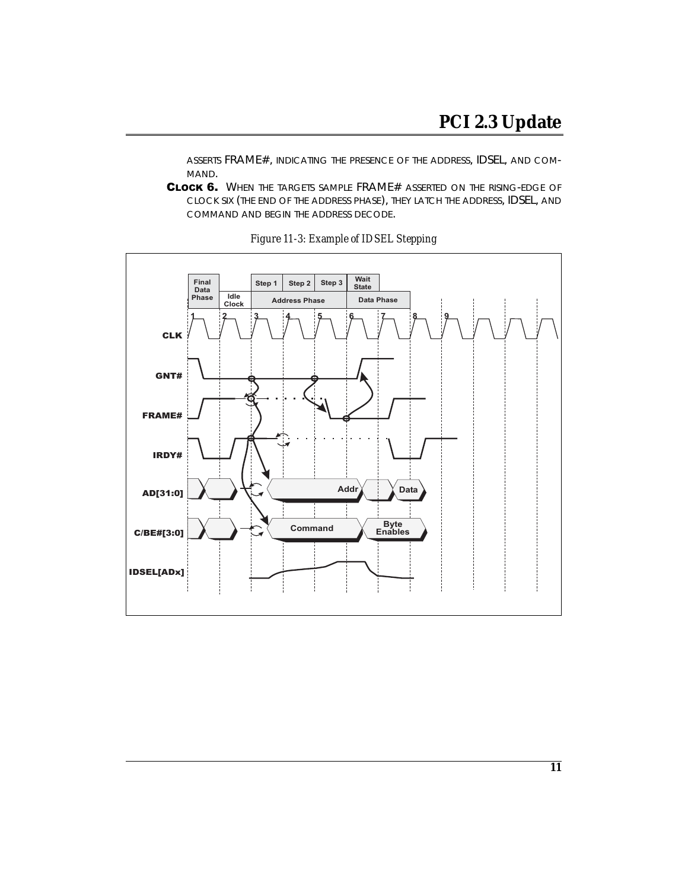ASSERTS FRAME#, INDICATING THE PRESENCE OF THE ADDRESS, IDSEL, AND COMMAND.

**CLOCK 6.** WHEN THE TARGETS SAMPLE FRAME# ASSERTED ON THE RISING-EDGE OF CLOCK SIX (THE END OF THE ADDRESS PHASE), THEY LATCH THE ADDRESS, IDSEL, AND COMMAND AND BEGIN THE ADDRESS DECODE.

*Figure 11-3: Example of IDSEL Stepping*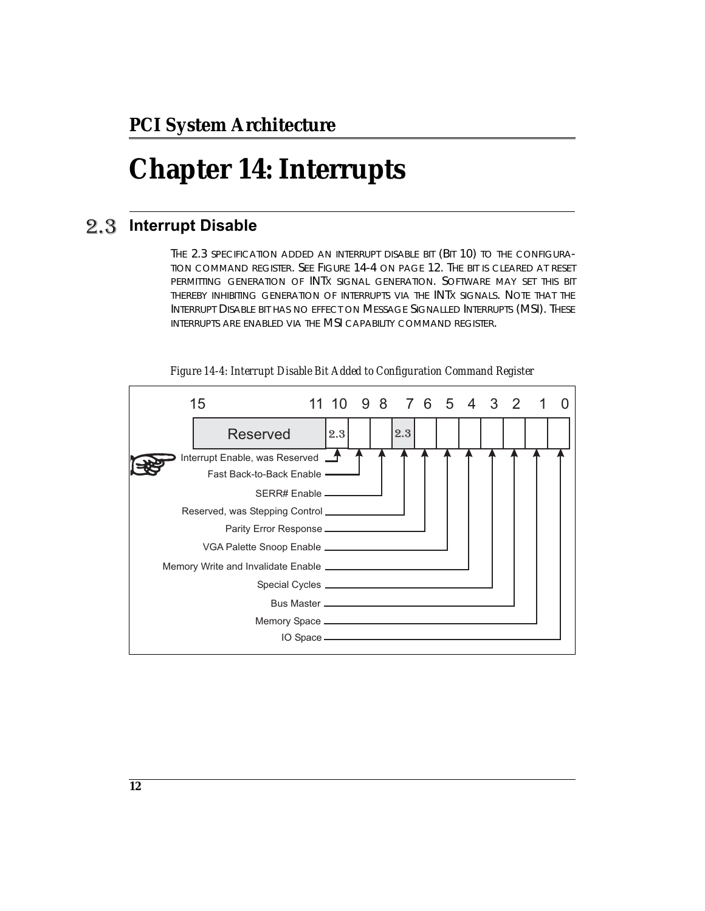# Chapter 14: Interrupts

## 2.3 Interrupt Disable

THE 2.3 SPECIFICATION ADDED AN INTERRUPT DISABLE BIT (BIT 10) TO THE CONFIGURATION COMMAND REGISTER. SEE FIGURE 14-4 ON PAGE 12. THE BIT IS CLEARED AT RESET PERMITTING GENERATION OF INTX SIGNAL GENERATION. SOFTWARE MAY SET THIS BIT THEREBY INHIBITING GENERATION OF INTERRUPTS VIA THE INTX SIGNALS. NOTE THAT THE INTERRUPT DISABLE BIT HAS NO EFFECT ON MESSAGE SIGNALLED INTERRUPTS (MSI). THESE INTERRUPTS ARE ENABLED VIA THE MSI CAPABILITY COMMAND REGISTER.

*Figure 14-4: Interrupt Disable Bit Added to Configuration Command Register*

| Bit(s) | Field |
|---|---|
| 15–11 | Reserved |
| 10 | Interrupt Enable, was Reserved (2.3) |
| 9 | Fast Back-to-Back Enable |
| 8 | SERR# Enable |
| 7 | Reserved, was Stepping Control (2.3) |
| 6 | Parity Error Response |
| 5 | VGA Palette Snoop Enable |
| 4 | Memory Write and Invalidate Enable |
| 3 | Special Cycles |
| 2 | Bus Master |
| 1 | Memory Space |
| 0 | IO Space |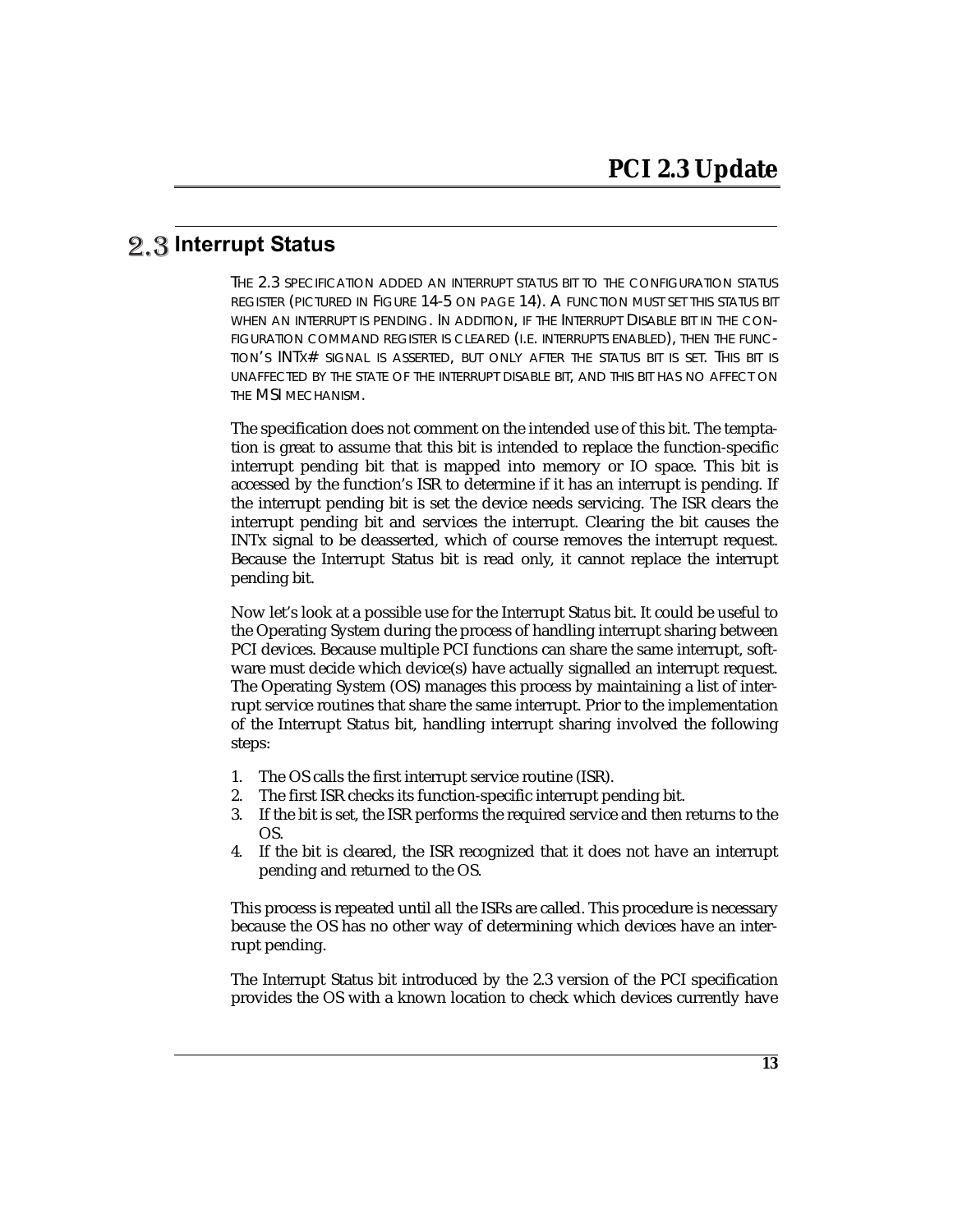## 2.3 Interrupt Status

The 2.3 specification added an interrupt status bit to the configuration status register (pictured in Figure 14-5 on page 14). A function must set this status bit when an interrupt is pending. In addition, if the Interrupt Disable bit in the configuration command register is cleared (i.e. interrupts enabled), then the function's INTx# signal is asserted, but only after the status bit is set. This bit is unaffected by the state of the interrupt disable bit, and this bit has no affect on the MSI mechanism.

The specification does not comment on the intended use of this bit. The temptation is great to assume that this bit is intended to replace the function-specific interrupt pending bit that is mapped into memory or IO space. This bit is accessed by the function's ISR to determine if it has an interrupt is pending. If the interrupt pending bit is set the device needs servicing. The ISR clears the interrupt pending bit and services the interrupt. Clearing the bit causes the INTx signal to be deasserted, which of course removes the interrupt request. Because the Interrupt Status bit is read only, it cannot replace the interrupt pending bit.

Now let's look at a possible use for the Interrupt Status bit. It could be useful to the Operating System during the process of handling interrupt sharing between PCI devices. Because multiple PCI functions can share the same interrupt, software must decide which device(s) have actually signalled an interrupt request. The Operating System (OS) manages this process by maintaining a list of interrupt service routines that share the same interrupt. Prior to the implementation of the Interrupt Status bit, handling interrupt sharing involved the following steps:

1. The OS calls the first interrupt service routine (ISR).
2. The first ISR checks its function-specific interrupt pending bit.
3. If the bit is set, the ISR performs the required service and then returns to the OS.
4. If the bit is cleared, the ISR recognized that it does not have an interrupt pending and returned to the OS.

This process is repeated until all the ISRs are called. This procedure is necessary because the OS has no other way of determining which devices have an interrupt pending.

The Interrupt Status bit introduced by the 2.3 version of the PCI specification provides the OS with a known location to check which devices currently have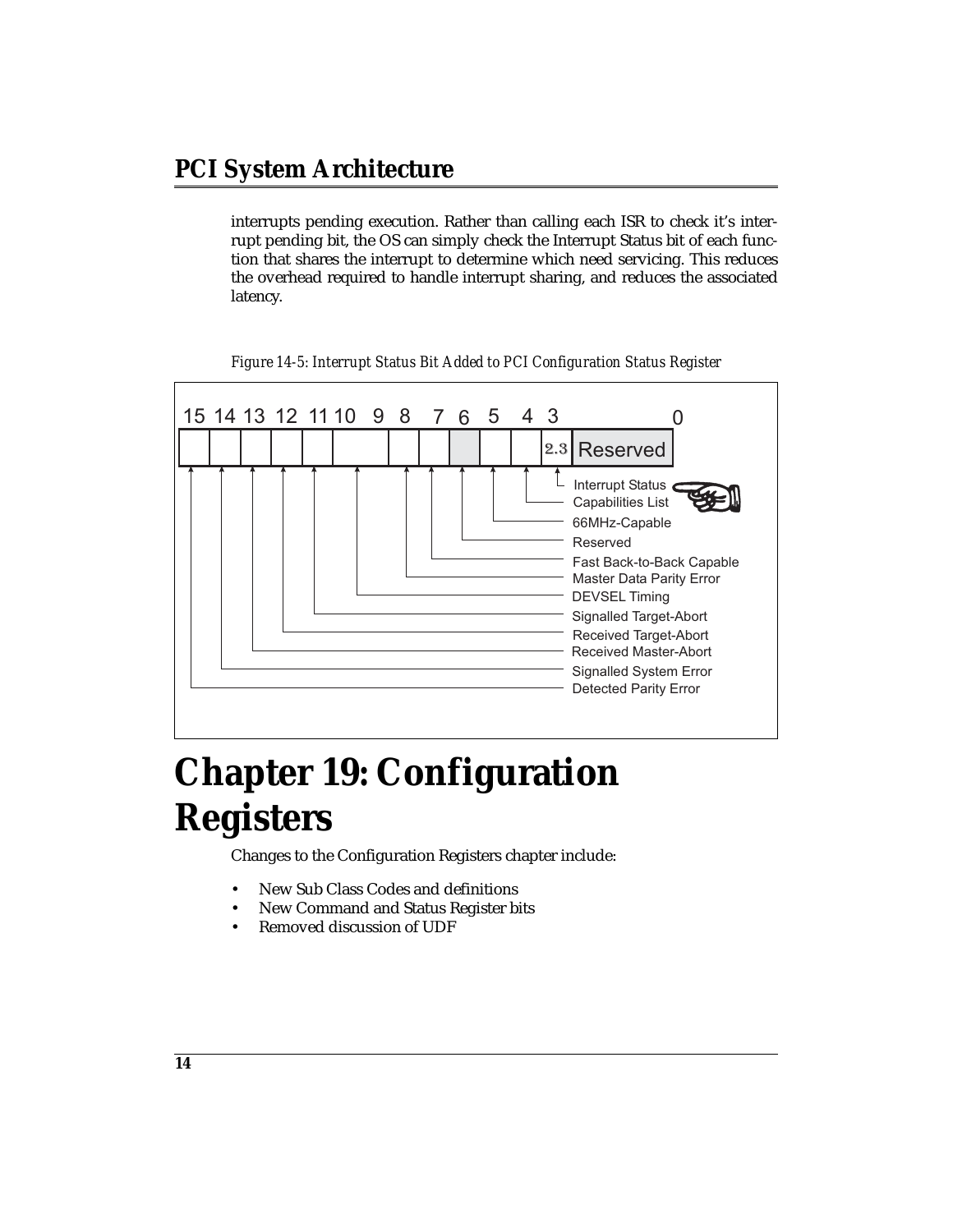interrupts pending execution. Rather than calling each ISR to check it's interrupt pending bit, the OS can simply check the Interrupt Status bit of each function that shares the interrupt to determine which need servicing. This reduces the overhead required to handle interrupt sharing, and reduces the associated latency.

*Figure 14-5: Interrupt Status Bit Added to PCI Configuration Status Register*

| Bit(s) | Field |
| --- | --- |
| 15 | Detected Parity Error |
| 14 | Signalled System Error |
| 13 | Received Master-Abort |
| 12 | Received Target-Abort |
| 11 | Signalled Target-Abort |
| 10:9 | DEVSEL Timing |
| 8 | Master Data Parity Error |
| 7 | Fast Back-to-Back Capable |
| 6 | Reserved |
| 5 | 66MHz-Capable |
| 4 | Capabilities List |
| 3 | Interrupt Status (2.3) |
| 2:0 | Reserved |

# Chapter 19: Configuration Registers

Changes to the Configuration Registers chapter include:

- New Sub Class Codes and definitions
- New Command and Status Register bits
- Removed discussion of UDF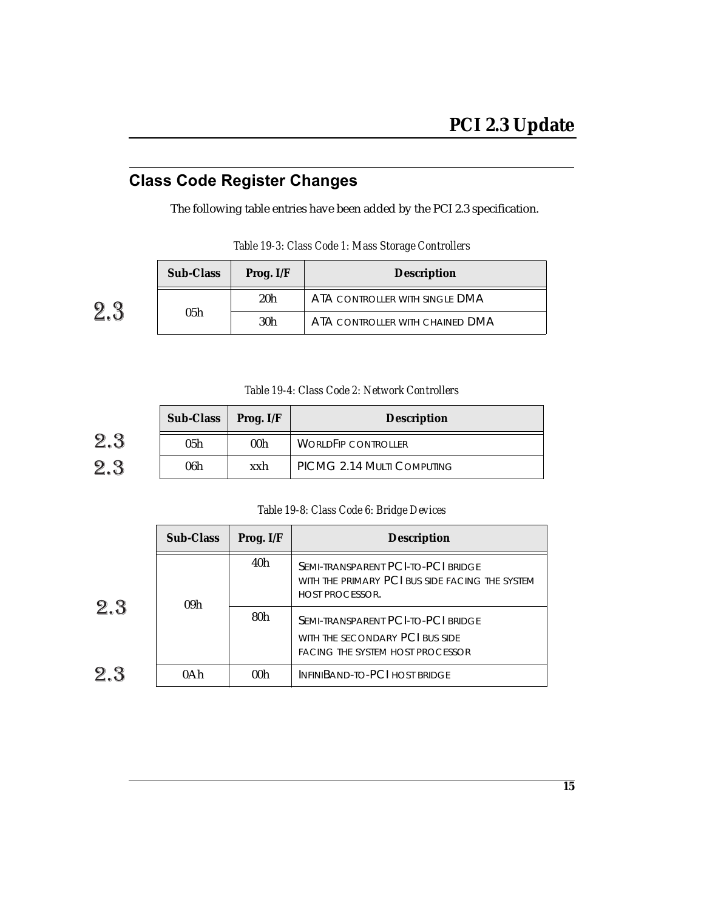## Class Code Register Changes

The following table entries have been added by the PCI 2.3 specification.

Table 19-3: Class Code 1: Mass Storage Controllers

| Sub-Class | Prog. I/F | Description |
|---|---|---|
| 05h | 20h | ATA CONTROLLER WITH SINGLE DMA |
| | 30h | ATA CONTROLLER WITH CHAINED DMA |

Table 19-4: Class Code 2: Network Controllers

| Sub-Class | Prog. I/F | Description |
|---|---|---|
| 05h | 00h | WORLDFIP CONTROLLER |
| 06h | xxh | PICMG 2.14 MULTI COMPUTING |

Table 19-8: Class Code 6: Bridge Devices

| Sub-Class | Prog. I/F | Description |
|---|---|---|
| 09h | 40h | SEMI-TRANSPARENT PCI-TO-PCI BRIDGE WITH THE PRIMARY PCI BUS SIDE FACING THE SYSTEM HOST PROCESSOR. |
| | 80h | SEMI-TRANSPARENT PCI-TO-PCI BRIDGE WITH THE SECONDARY PCI BUS SIDE FACING THE SYSTEM HOST PROCESSOR |
| 0Ah | 00h | INFINIBAND-TO-PCI HOST BRIDGE |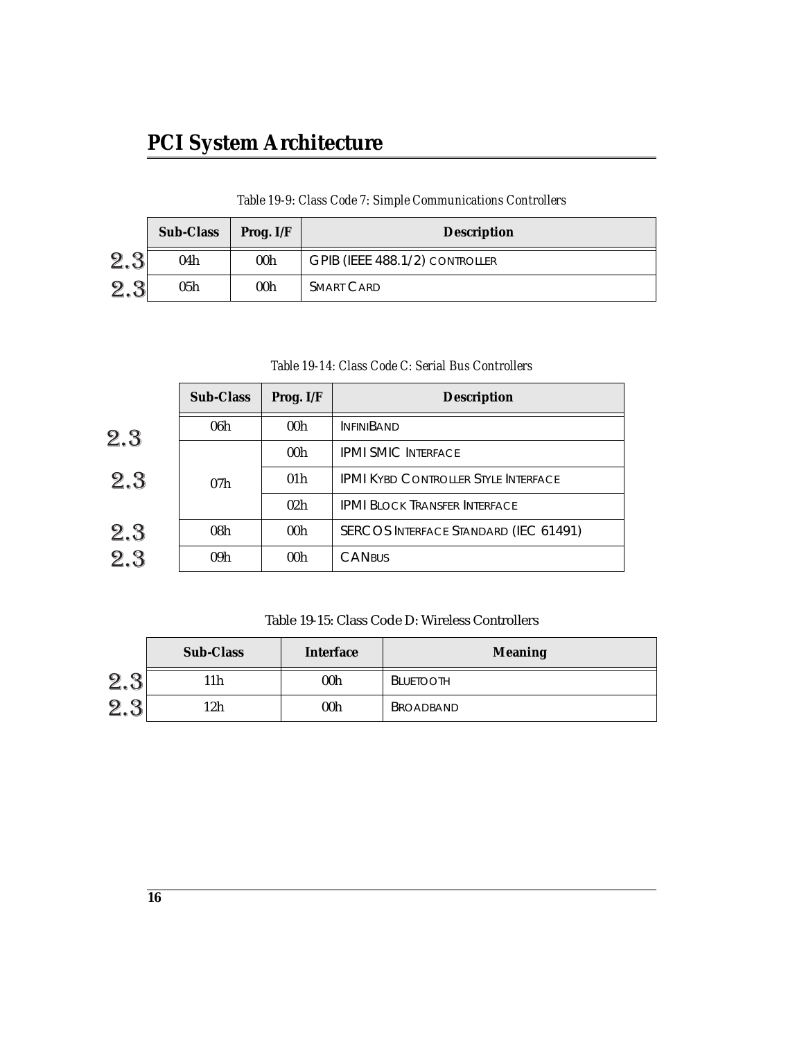Table 19-9: Class Code 7: Simple Communications Controllers

| Sub-Class | Prog. I/F | Description |
|---|---|---|
| 04h | 00h | GPIB (IEEE 488.1/2) CONTROLLER |
| 05h | 00h | SMART CARD |

Table 19-14: Class Code C: Serial Bus Controllers

| Sub-Class | Prog. I/F | Description |
|---|---|---|
| 06h | 00h | INFINIBAND |
| 07h | 00h | IPMI SMIC INTERFACE |
| | 01h | IPMI KYBD CONTROLLER STYLE INTERFACE |
| | 02h | IPMI BLOCK TRANSFER INTERFACE |
| 08h | 00h | SERCOS INTERFACE STANDARD (IEC 61491) |
| 09h | 00h | CANBUS |

Table 19-15: Class Code D: Wireless Controllers

| Sub-Class | Interface | Meaning |
|---|---|---|
| 11h | 00h | BLUETOOTH |
| 12h | 00h | BROADBAND |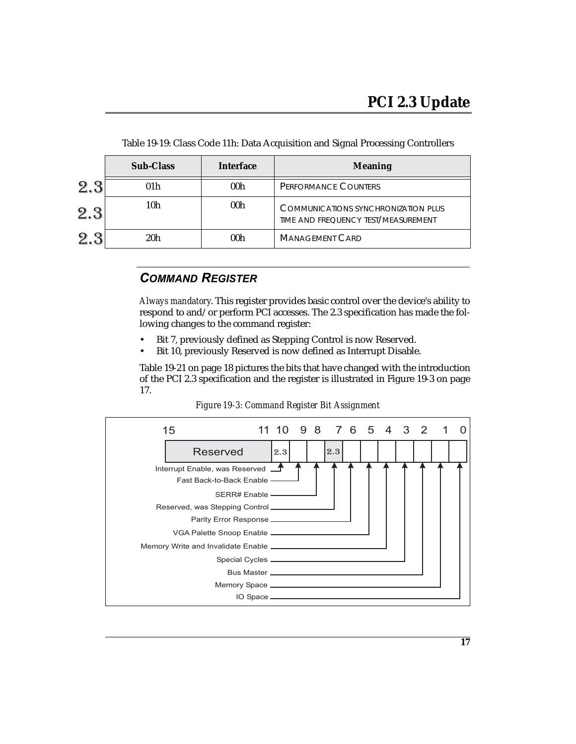Table 19-19: Class Code 11h: Data Acquisition and Signal Processing Controllers

| | Sub-Class | Interface | Meaning |
|---|---|---|---|
| 2.3 | 01h | 00h | PERFORMANCE COUNTERS |
| 2.3 | 10h | 00h | COMMUNICATIONS SYNCHRONIZATION PLUS TIME AND FREQUENCY TEST/MEASUREMENT |
| 2.3 | 20h | 00h | MANAGEMENT CARD |

## COMMAND REGISTER

*Always mandatory*. This register provides basic control over the device's ability to respond to and/or perform PCI accesses. The 2.3 specification has made the following changes to the command register:

- Bit 7, previously defined as Stepping Control is now Reserved.
- Bit 10, previously Reserved is now defined as Interrupt Disable.

Table 19-21 on page 18 pictures the bits that have changed with the introduction of the PCI 2.3 specification and the register is illustrated in Figure 19-3 on page 17.

*Figure 19-3: Command Register Bit Assignment*

| Bit(s) | Function |
|---|---|
| 15–11 | Reserved |
| 10 (2.3) | Interrupt Enable, was Reserved |
| 9 | Fast Back-to-Back Enable |
| 8 | SERR# Enable |
| 7 (2.3) | Reserved, was Stepping Control |
| 6 | Parity Error Response |
| 5 | VGA Palette Snoop Enable |
| 4 | Memory Write and Invalidate Enable |
| 3 | Special Cycles |
| 2 | Bus Master |
| 1 | Memory Space |
| 0 | IO Space |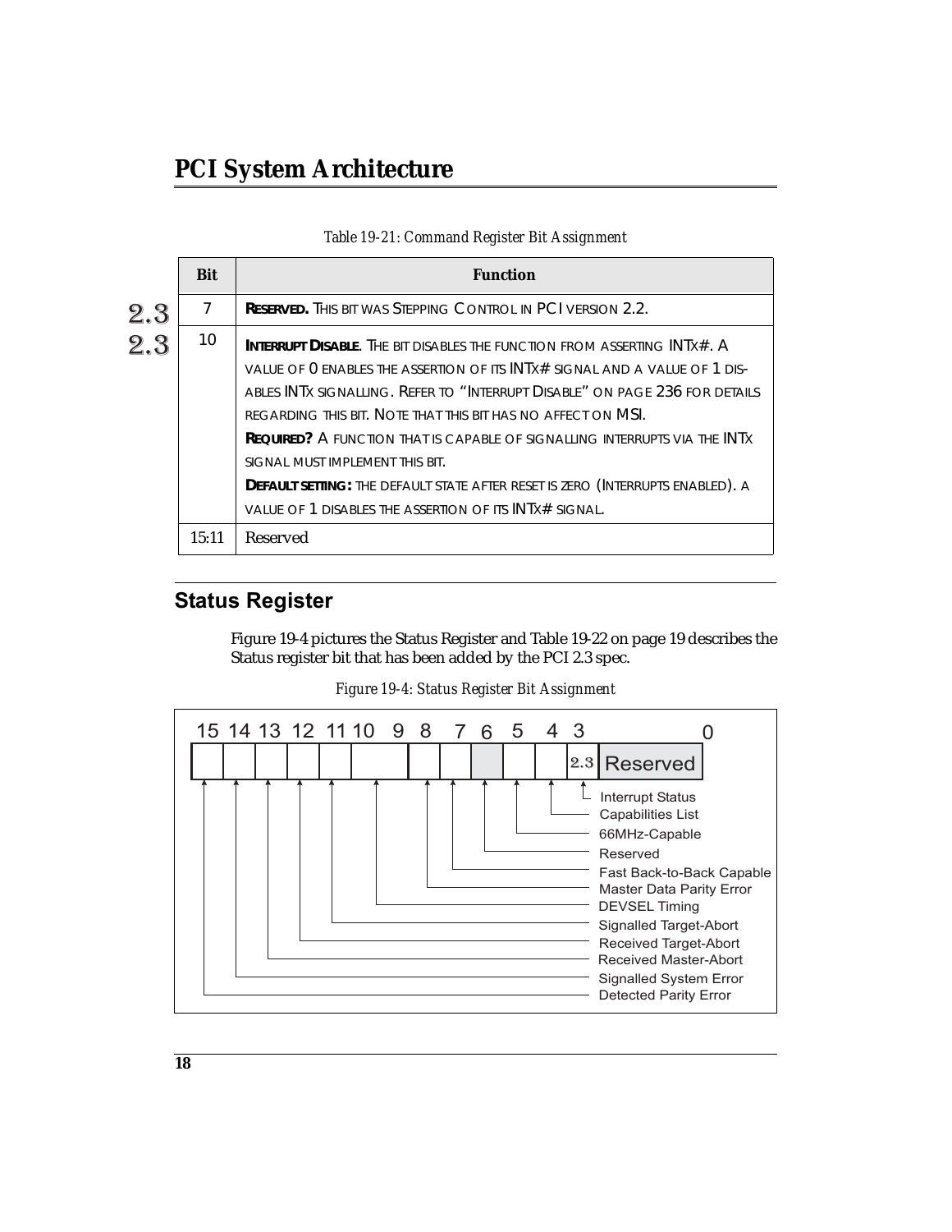Table 19-21: Command Register Bit Assignment

| Bit | Function |
|---|---|
| 7 | **RESERVED.** THIS BIT WAS STEPPING CONTROL IN PCI VERSION 2.2. |
| 10 | **INTERRUPT DISABLE**. THE BIT DISABLES THE FUNCTION FROM ASSERTING INTX#. A VALUE OF 0 ENABLES THE ASSERTION OF ITS INTX# SIGNAL AND A VALUE OF 1 DISABLES INTX SIGNALLING. REFER TO "INTERRUPT DISABLE" ON PAGE 236 FOR DETAILS REGARDING THIS BIT. NOTE THAT THIS BIT HAS NO AFFECT ON MSI. **REQUIRED?** A FUNCTION THAT IS CAPABLE OF SIGNALLING INTERRUPTS VIA THE INTX SIGNAL MUST IMPLEMENT THIS BIT. **DEFAULT SETTING:** THE DEFAULT STATE AFTER RESET IS ZERO (INTERRUPTS ENABLED). A VALUE OF 1 DISABLES THE ASSERTION OF ITS INTX# SIGNAL. |
| 15:11 | Reserved |

## Status Register

Figure 19-4 pictures the Status Register and Table 19-22 on page 19 describes the Status register bit that has been added by the PCI 2.3 spec.

Figure 19-4: Status Register Bit Assignment

| Bit(s) | Field |
|---|---|
| 15 | Detected Parity Error |
| 14 | Signalled System Error |
| 13 | Received Master-Abort |
| 12 | Received Target-Abort |
| 11 | Signalled Target-Abort |
| 10:9 | DEVSEL Timing |
| 8 | Master Data Parity Error |
| 7 | Fast Back-to-Back Capable |
| 6 | Reserved |
| 5 | 66MHz-Capable |
| 4 | Capabilities List |
| 3 | Interrupt Status (2.3) |
| 2:0 | Reserved |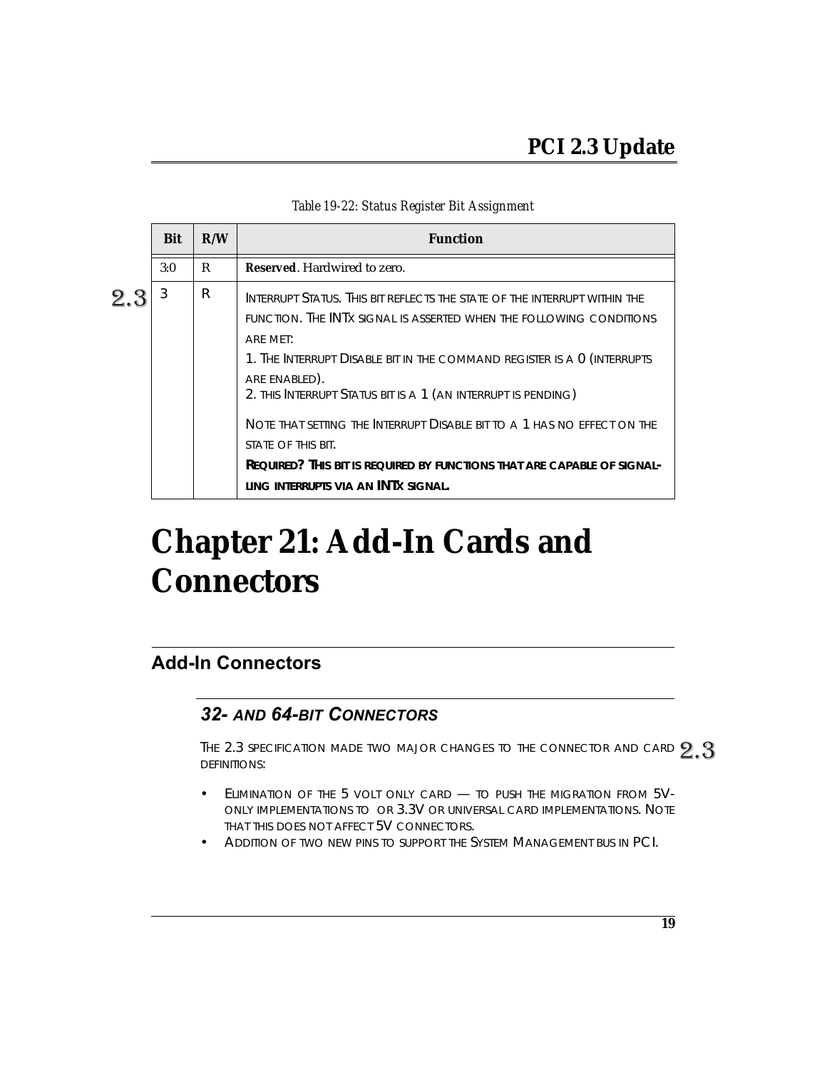Table 19-22: Status Register Bit Assignment

| Bit | R/W | Function |
|---|---|---|
| 3:0 | R | **Reserved**. Hardwired to zero. |
| 3 | R | Interrupt Status. This bit reflects the state of the interrupt within the function. The INTx signal is asserted when the following conditions are met:<br>1. The Interrupt Disable bit in the command register is a 0 (interrupts are enabled).<br>2. this Interrupt Status bit is a 1 (an interrupt is pending)<br>Note that setting the Interrupt Disable bit to a 1 has no effect on the state of this bit.<br>**Required? This bit is required by functions that are capable of signalling interrupts via an INTx signal.** |

# Chapter 21: Add-In Cards and Connectors

## Add-In Connectors

### 32- and 64-bit Connectors

The 2.3 specification made two major changes to the connector and card definitions:

- Elimination of the 5 volt only card — to push the migration from 5V-only implementations to or 3.3V or universal card implementations. Note that this does not affect 5V connectors.
- Addition of two new pins to support the System Management bus in PCI.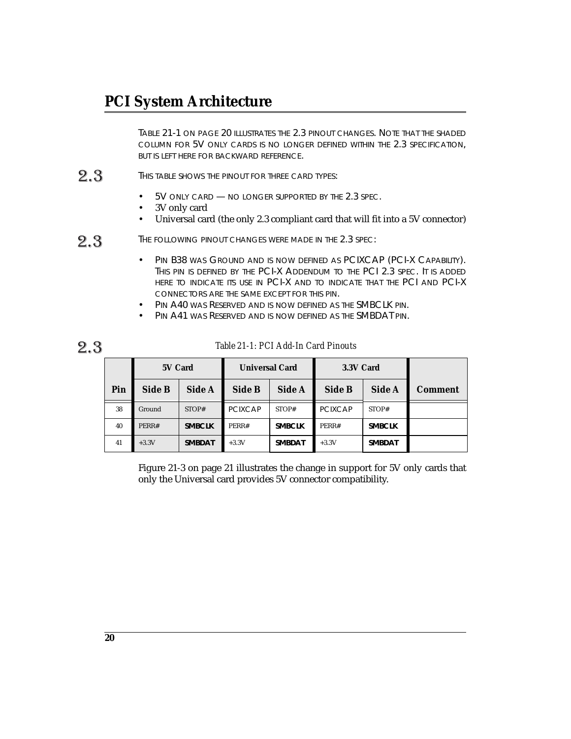Table 21-1 on page 20 illustrates the 2.3 pinout changes. Note that the shaded column for 5V only cards is no longer defined within the 2.3 specification, but is left here for backward reference.

2.3

This table shows the pinout for three card types:

- 5V only card — no longer supported by the 2.3 spec.
- 3V only card
- Universal card (the only 2.3 compliant card that will fit into a 5V connector)

2.3

The following pinout changes were made in the 2.3 spec:

- Pin B38 was Ground and is now defined as PCIXCAP (PCI-X Capability). This pin is defined by the PCI-X Addendum to the PCI 2.3 spec. It is added here to indicate its use in PCI-X and to indicate that the PCI and PCI-X connectors are the same except for this pin.
- Pin A40 was Reserved and is now defined as the SMBCLK pin.
- Pin A41 was Reserved and is now defined as the SMBDAT pin.

2.3

*Table 21-1: PCI Add-In Card Pinouts*

| | 5V Card | | Universal Card | | 3.3V Card | | |
|---|---|---|---|---|---|---|---|
| **Pin** | **Side B** | **Side A** | **Side B** | **Side A** | **Side B** | **Side A** | **Comment** |
| 38 | Ground | STOP# | PCIXCAP | STOP# | PCIXCAP | STOP# | |
| 40 | PERR# | **SMBCLK** | PERR# | **SMBCLK** | PERR# | **SMBCLK** | |
| 41 | +3.3V | **SMBDAT** | +3.3V | **SMBDAT** | +3.3V | **SMBDAT** | |

Figure 21-3 on page 21 illustrates the change in support for 5V only cards that only the Universal card provides 5V connector compatibility.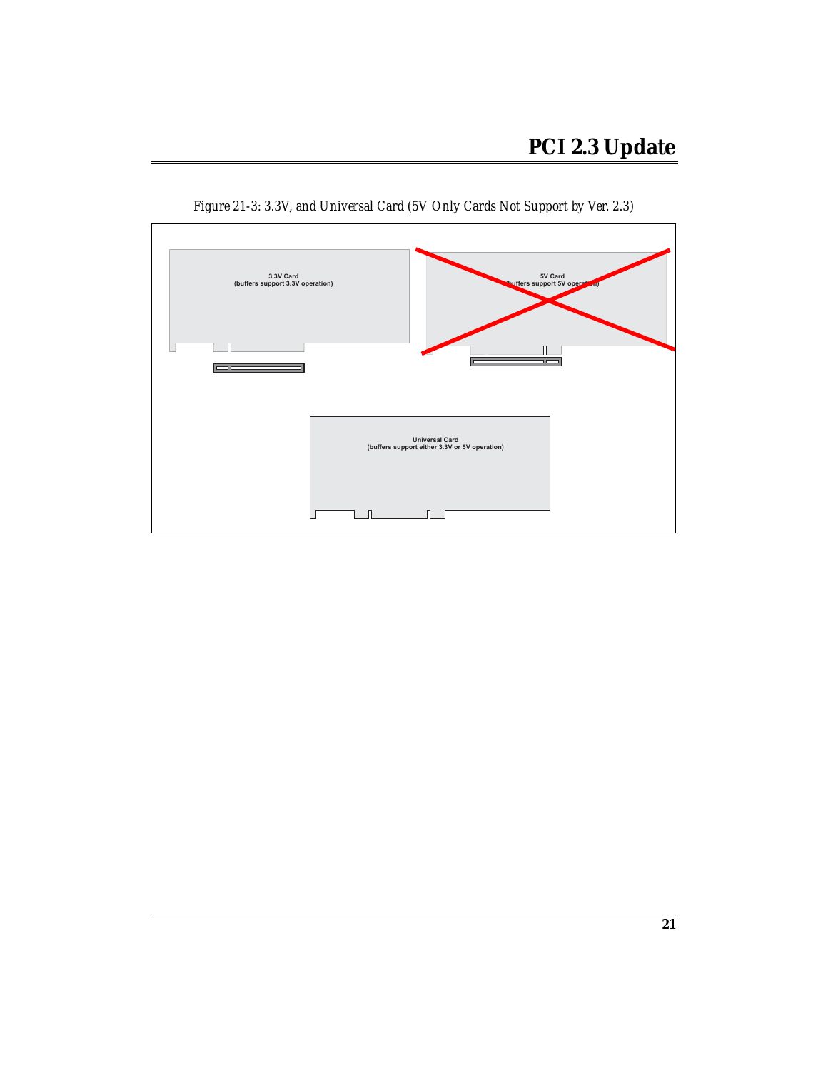Figure 21-3: 3.3V, and Universal Card (5V Only Cards Not Support by Ver. 2.3)

3.3V Card
(buffers support 3.3V operation)

5V Card
(buffers support 5V operation)

Universal Card
(buffers support either 3.3V or 5V operation)